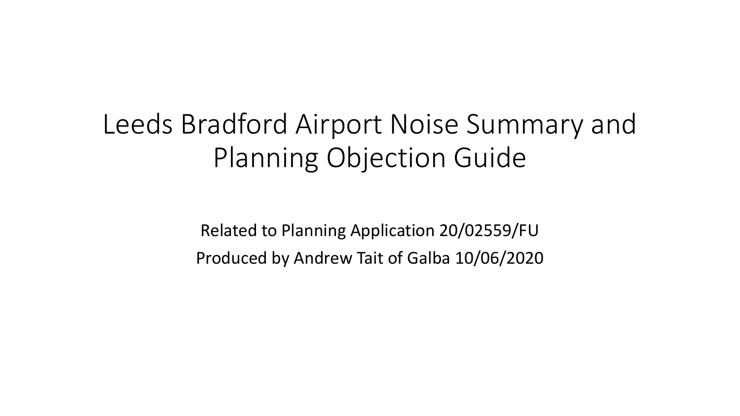# Leeds Bradford Airport Noise Summary and Planning Objection Guide

Related to Planning Application 20/02559/FU

Produced by Andrew Tait of Galba 10/06/2020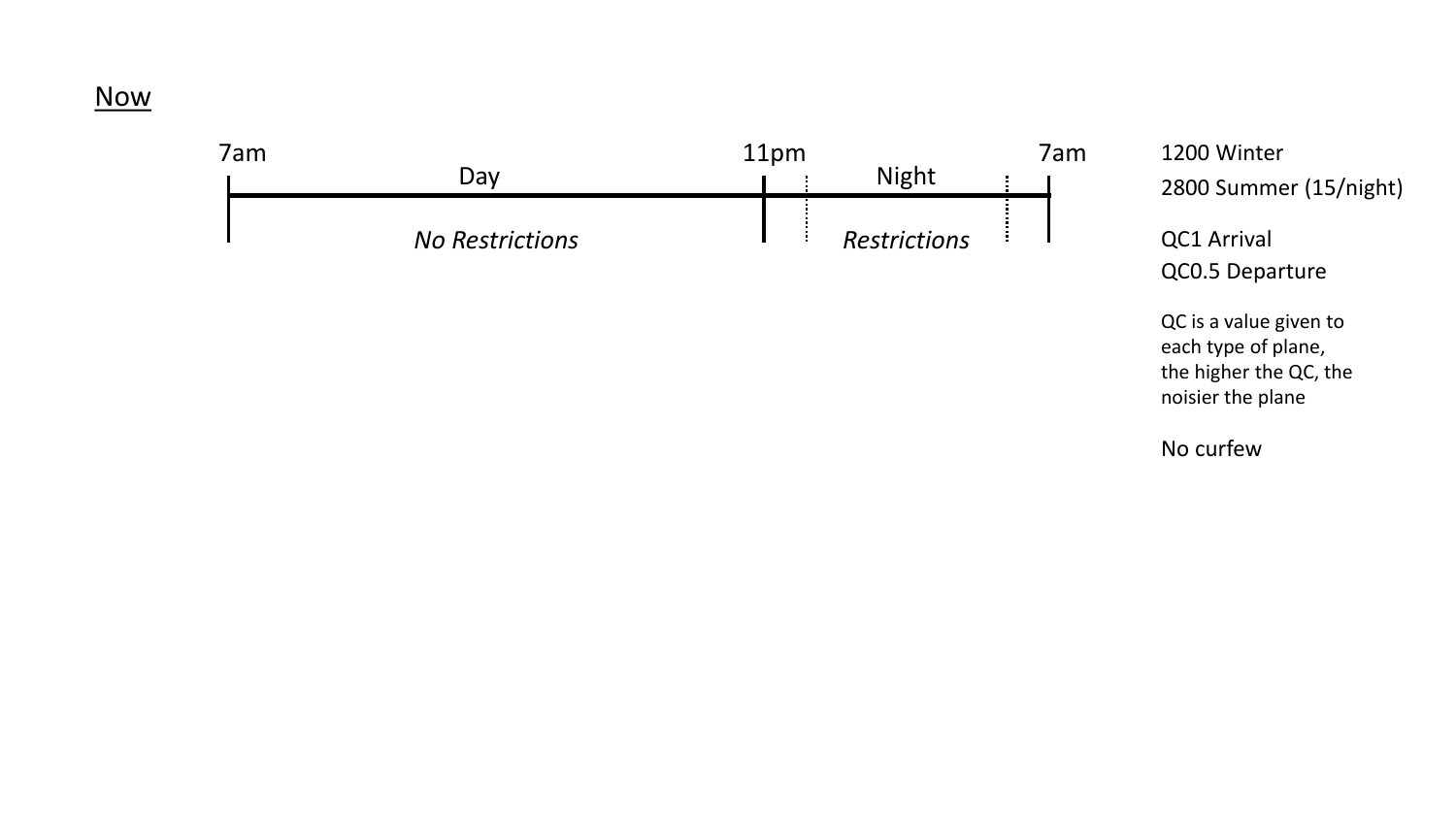Now

| 7am | | 11pm | | 7am |
|---|---|---|---|---|
| | Day | | Night | |
| | *No Restrictions* | | *Restrictions* | |

1200 Winter
2800 Summer (15/night)

QC1 Arrival
QC0.5 Departure

QC is a value given to each type of plane, the higher the QC, the noisier the plane

No curfew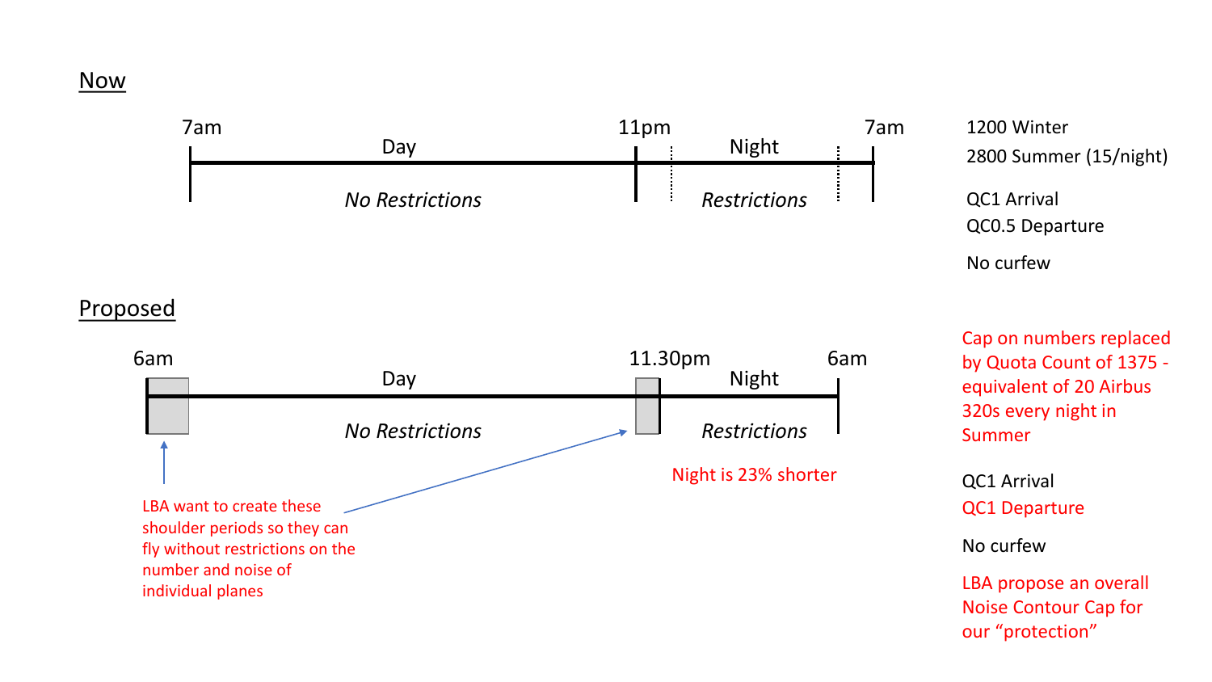## Now

7am — Day — 11pm — Night — 7am

*No Restrictions* | *Restrictions*

1200 Winter

2800 Summer (15/night)

QC1 Arrival

QC0.5 Departure

No curfew

## Proposed

6am — Day — 11.30pm — Night — 6am

*No Restrictions* | *Restrictions*

Night is 23% shorter

LBA want to create these shoulder periods so they can fly without restrictions on the number and noise of individual planes

Cap on numbers replaced by Quota Count of 1375 - equivalent of 20 Airbus 320s every night in Summer

QC1 Arrival

QC1 Departure

No curfew

LBA propose an overall Noise Contour Cap for our "protection"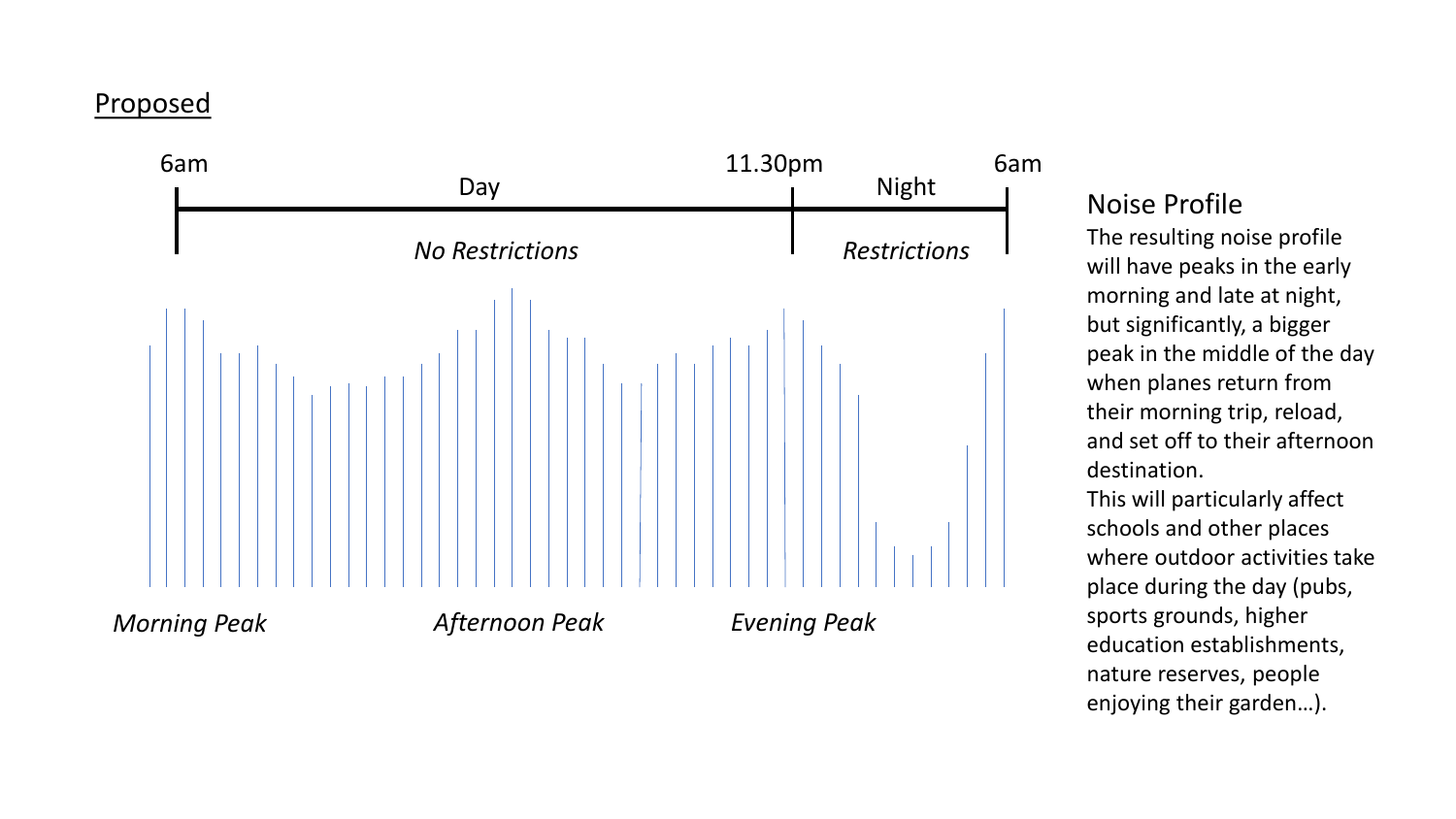## Proposed

6am | Day | 11.30pm | Night | 6am

*No Restrictions* | *Restrictions*

*Morning Peak* *Afternoon Peak* *Evening Peak*

### Noise Profile

The resulting noise profile will have peaks in the early morning and late at night, but significantly, a bigger peak in the middle of the day when planes return from their morning trip, reload, and set off to their afternoon destination.

This will particularly affect schools and other places where outdoor activities take place during the day (pubs, sports grounds, higher education establishments, nature reserves, people enjoying their garden…).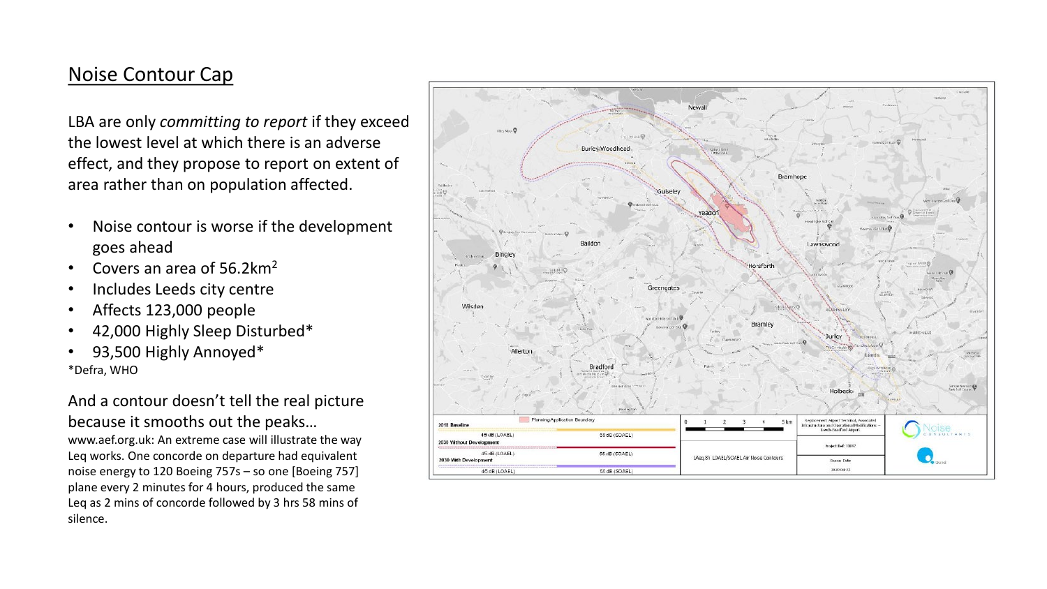## Noise Contour Cap

LBA are only *committing to report* if they exceed the lowest level at which there is an adverse effect, and they propose to report on extent of area rather than on population affected.

- Noise contour is worse if the development goes ahead
- Covers an area of 56.2km$^2$
- Includes Leeds city centre
- Affects 123,000 people
- 42,000 Highly Sleep Disturbed*
- 93,500 Highly Annoyed*

*Defra, WHO

And a contour doesn't tell the real picture because it smooths out the peaks…

www.aef.org.uk: An extreme case will illustrate the way Leq works. One concorde on departure had equivalent noise energy to 120 Boeing 757s – so one [Boeing 757] plane every 2 minutes for 4 hours, produced the same Leq as 2 mins of concorde followed by 3 hrs 58 mins of silence.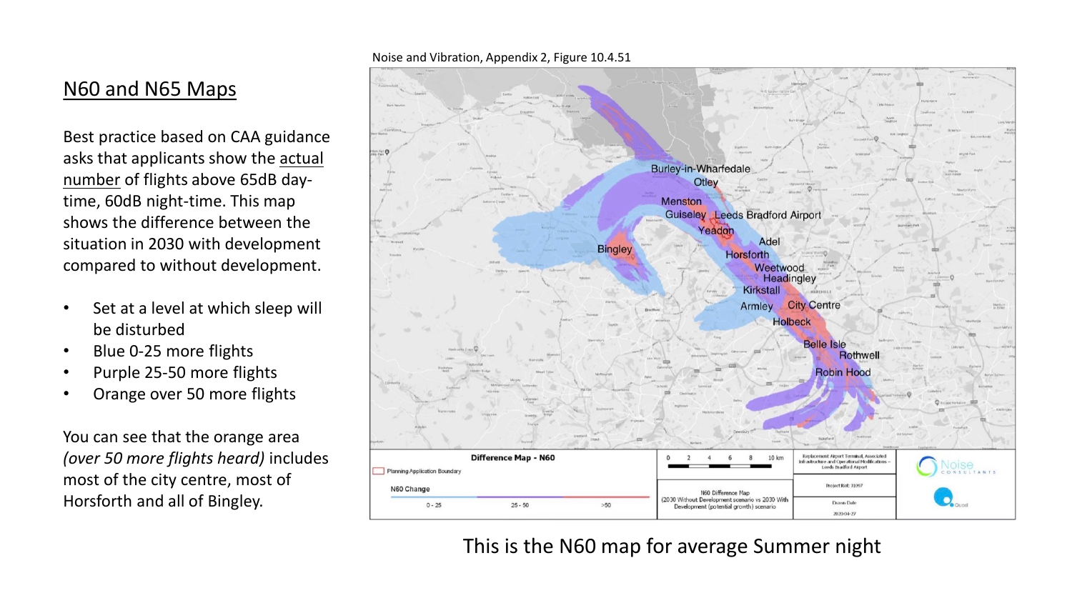## N60 and N65 Maps

Best practice based on CAA guidance asks that applicants show the actual number of flights above 65dB day-time, 60dB night-time. This map shows the difference between the situation in 2030 with development compared to without development.

- Set at a level at which sleep will be disturbed
- Blue 0-25 more flights
- Purple 25-50 more flights
- Orange over 50 more flights

You can see that the orange area *(over 50 more flights heard)* includes most of the city centre, most of Horsforth and all of Bingley.

Noise and Vibration, Appendix 2, Figure 10.4.51

This is the N60 map for average Summer night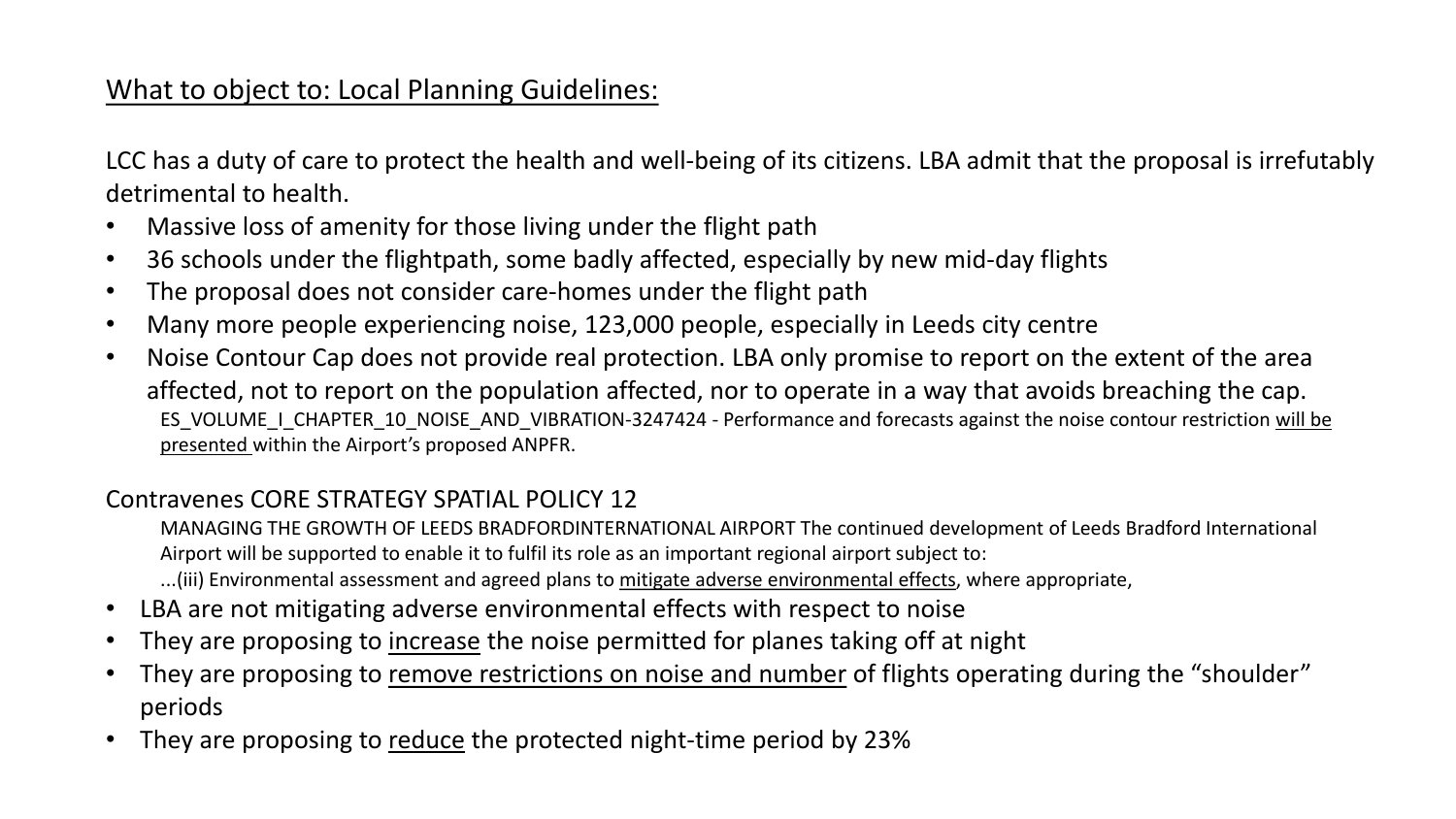## What to object to: Local Planning Guidelines:

LCC has a duty of care to protect the health and well-being of its citizens. LBA admit that the proposal is irrefutably detrimental to health.

- Massive loss of amenity for those living under the flight path
- 36 schools under the flightpath, some badly affected, especially by new mid-day flights
- The proposal does not consider care-homes under the flight path
- Many more people experiencing noise, 123,000 people, especially in Leeds city centre
- Noise Contour Cap does not provide real protection. LBA only promise to report on the extent of the area affected, not to report on the population affected, nor to operate in a way that avoids breaching the cap.
  ES_VOLUME_I_CHAPTER_10_NOISE_AND_VIBRATION-3247424 - Performance and forecasts against the noise contour restriction <u>will be presented</u> within the Airport's proposed ANPFR.

Contravenes CORE STRATEGY SPATIAL POLICY 12

> MANAGING THE GROWTH OF LEEDS BRADFORDINTERNATIONAL AIRPORT The continued development of Leeds Bradford International Airport will be supported to enable it to fulfil its role as an important regional airport subject to:
> ...(iii) Environmental assessment and agreed plans to <u>mitigate adverse environmental effects</u>, where appropriate,

- LBA are not mitigating adverse environmental effects with respect to noise
- They are proposing to <u>increase</u> the noise permitted for planes taking off at night
- They are proposing to <u>remove restrictions on noise and number</u> of flights operating during the "shoulder" periods
- They are proposing to <u>reduce</u> the protected night-time period by 23%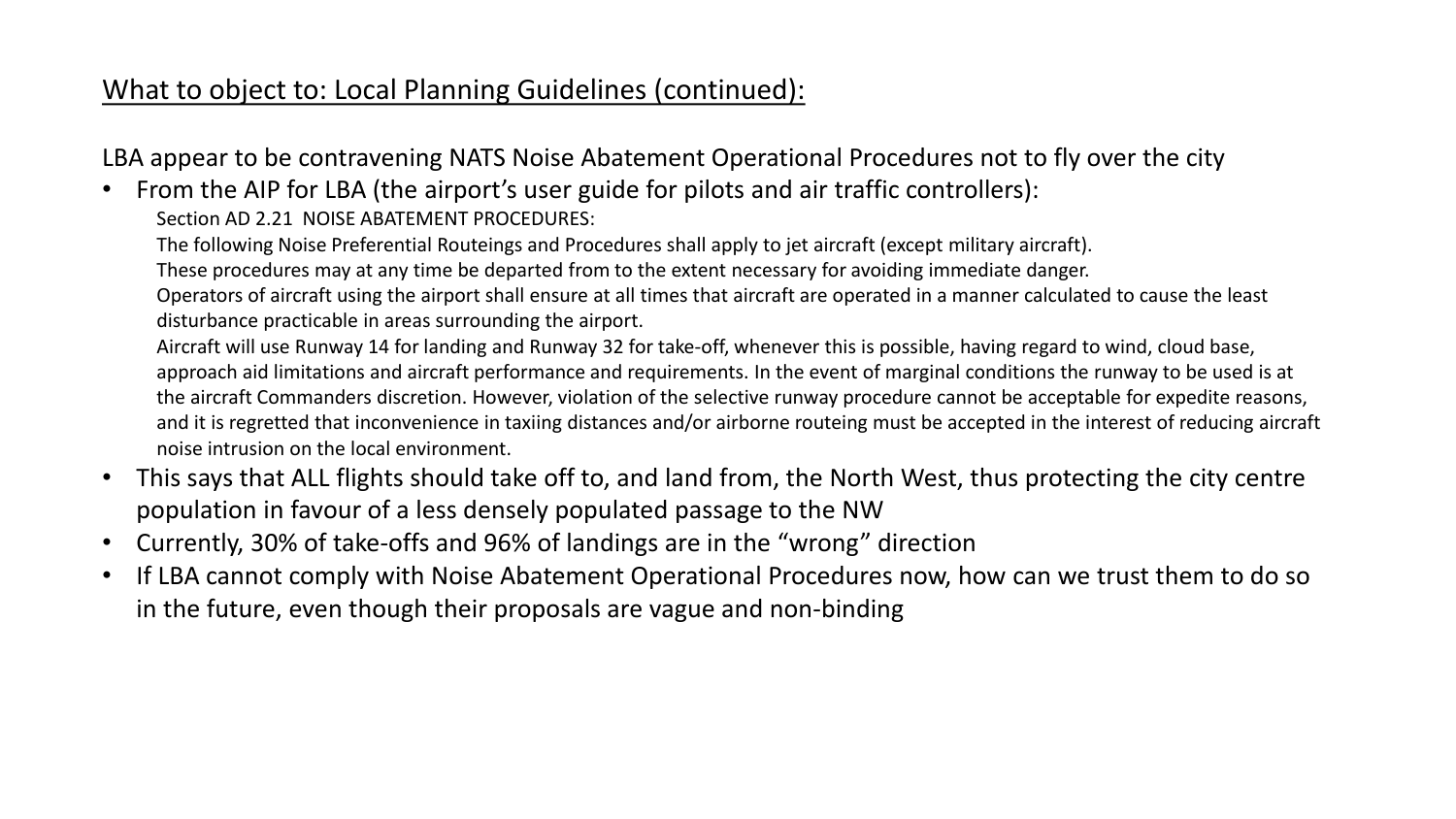## What to object to: Local Planning Guidelines (continued):

LBA appear to be contravening NATS Noise Abatement Operational Procedures not to fly over the city

- From the AIP for LBA (the airport's user guide for pilots and air traffic controllers):

  Section AD 2.21 NOISE ABATEMENT PROCEDURES:

  The following Noise Preferential Routeings and Procedures shall apply to jet aircraft (except military aircraft).

  These procedures may at any time be departed from to the extent necessary for avoiding immediate danger.

  Operators of aircraft using the airport shall ensure at all times that aircraft are operated in a manner calculated to cause the least disturbance practicable in areas surrounding the airport.

  Aircraft will use Runway 14 for landing and Runway 32 for take-off, whenever this is possible, having regard to wind, cloud base, approach aid limitations and aircraft performance and requirements. In the event of marginal conditions the runway to be used is at the aircraft Commanders discretion. However, violation of the selective runway procedure cannot be acceptable for expedite reasons, and it is regretted that inconvenience in taxiing distances and/or airborne routeing must be accepted in the interest of reducing aircraft noise intrusion on the local environment.

- This says that ALL flights should take off to, and land from, the North West, thus protecting the city centre population in favour of a less densely populated passage to the NW
- Currently, 30% of take-offs and 96% of landings are in the "wrong" direction
- If LBA cannot comply with Noise Abatement Operational Procedures now, how can we trust them to do so in the future, even though their proposals are vague and non-binding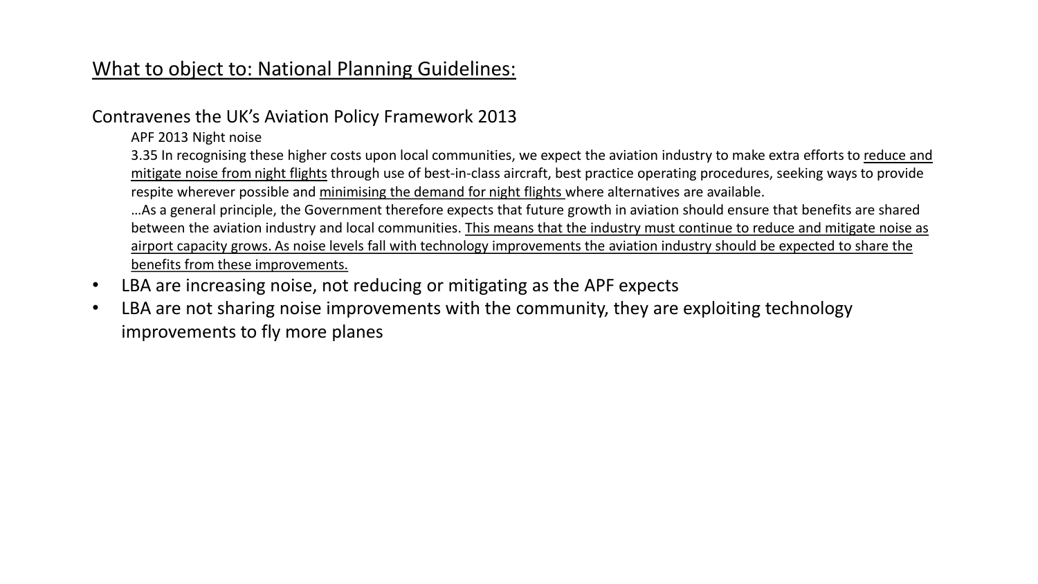## <u>What to object to: National Planning Guidelines:</u>

Contravenes the UK's Aviation Policy Framework 2013

> APF 2013 Night noise
>
> 3.35 In recognising these higher costs upon local communities, we expect the aviation industry to make extra efforts to <u>reduce and mitigate noise from night flights</u> through use of best-in-class aircraft, best practice operating procedures, seeking ways to provide respite wherever possible and <u>minimising the demand for night flights</u> where alternatives are available.
>
> …As a general principle, the Government therefore expects that future growth in aviation should ensure that benefits are shared between the aviation industry and local communities. <u>This means that the industry must continue to reduce and mitigate noise as airport capacity grows. As noise levels fall with technology improvements the aviation industry should be expected to share the benefits from these improvements.</u>

- LBA are increasing noise, not reducing or mitigating as the APF expects
- LBA are not sharing noise improvements with the community, they are exploiting technology improvements to fly more planes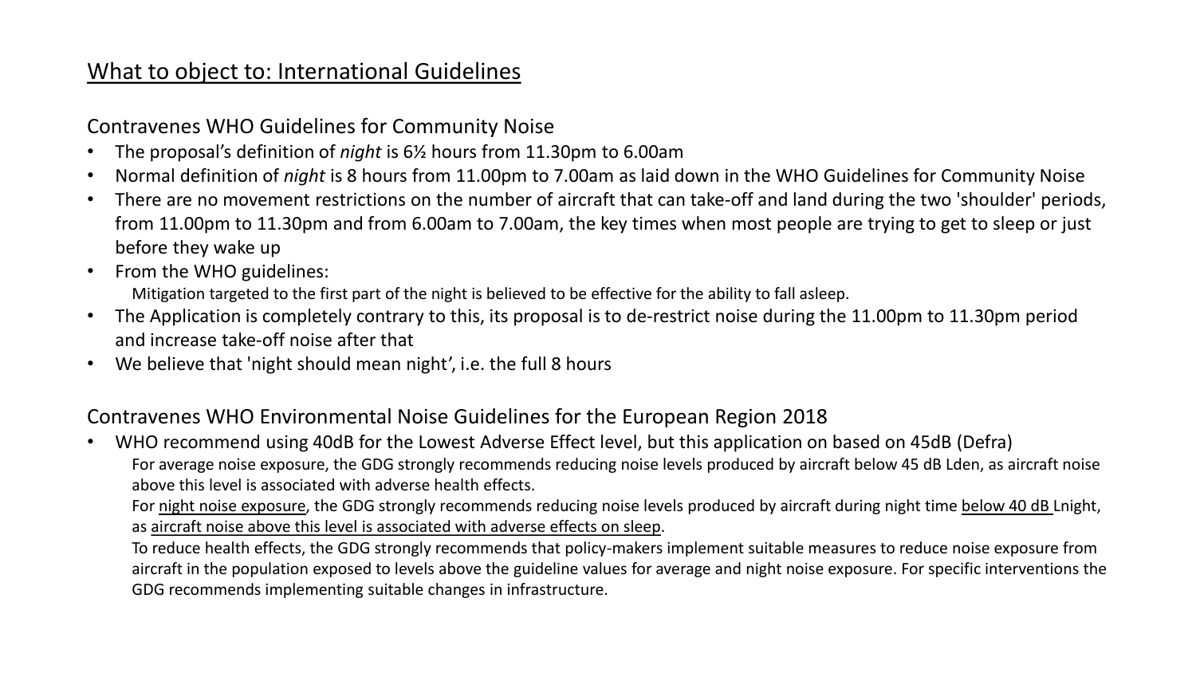## What to object to: International Guidelines

### Contravenes WHO Guidelines for Community Noise

- The proposal's definition of *night* is 6½ hours from 11.30pm to 6.00am
- Normal definition of *night* is 8 hours from 11.00pm to 7.00am as laid down in the WHO Guidelines for Community Noise
- There are no movement restrictions on the number of aircraft that can take-off and land during the two 'shoulder' periods, from 11.00pm to 11.30pm and from 6.00am to 7.00am, the key times when most people are trying to get to sleep or just before they wake up
- From the WHO guidelines:

  Mitigation targeted to the first part of the night is believed to be effective for the ability to fall asleep.
- The Application is completely contrary to this, its proposal is to de-restrict noise during the 11.00pm to 11.30pm period and increase take-off noise after that
- We believe that 'night should mean night', i.e. the full 8 hours

### Contravenes WHO Environmental Noise Guidelines for the European Region 2018

- WHO recommend using 40dB for the Lowest Adverse Effect level, but this application on based on 45dB (Defra)

  For average noise exposure, the GDG strongly recommends reducing noise levels produced by aircraft below 45 dB Lden, as aircraft noise above this level is associated with adverse health effects.

  For night noise exposure, the GDG strongly recommends reducing noise levels produced by aircraft during night time below 40 dB Lnight, as aircraft noise above this level is associated with adverse effects on sleep.

  To reduce health effects, the GDG strongly recommends that policy-makers implement suitable measures to reduce noise exposure from aircraft in the population exposed to levels above the guideline values for average and night noise exposure. For specific interventions the GDG recommends implementing suitable changes in infrastructure.